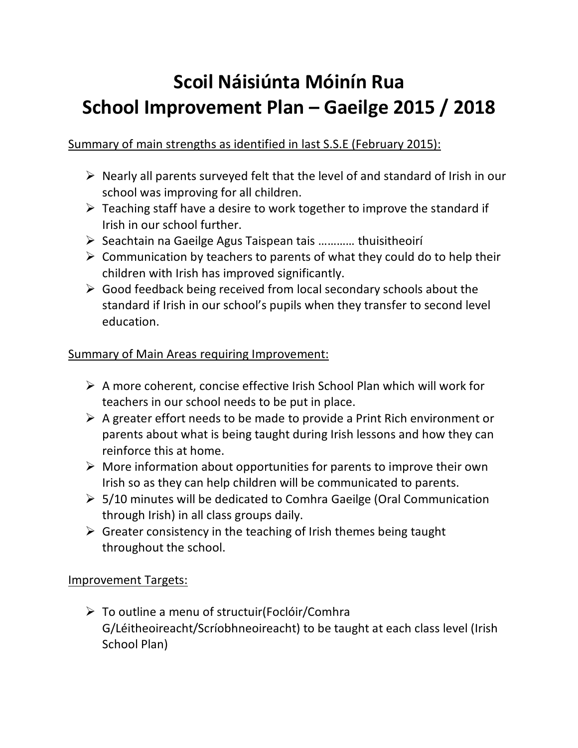# Scoil Náisiúnta Móinín Rua
# School Improvement Plan – Gaeilge 2015 / 2018

Summary of main strengths as identified in last S.S.E (February 2015):

- Nearly all parents surveyed felt that the level of and standard of Irish in our school was improving for all children.
- Teaching staff have a desire to work together to improve the standard if Irish in our school further.
- Seachtain na Gaeilge Agus Taispean tais ………… thuisitheoirí
- Communication by teachers to parents of what they could do to help their children with Irish has improved significantly.
- Good feedback being received from local secondary schools about the standard if Irish in our school's pupils when they transfer to second level education.

Summary of Main Areas requiring Improvement:

- A more coherent, concise effective Irish School Plan which will work for teachers in our school needs to be put in place.
- A greater effort needs to be made to provide a Print Rich environment or parents about what is being taught during Irish lessons and how they can reinforce this at home.
- More information about opportunities for parents to improve their own Irish so as they can help children will be communicated to parents.
- 5/10 minutes will be dedicated to Comhra Gaeilge (Oral Communication through Irish) in all class groups daily.
- Greater consistency in the teaching of Irish themes being taught throughout the school.

Improvement Targets:

- To outline a menu of structuir(Foclóir/Comhra G/Léitheoireacht/Scríobhneoireacht) to be taught at each class level (Irish School Plan)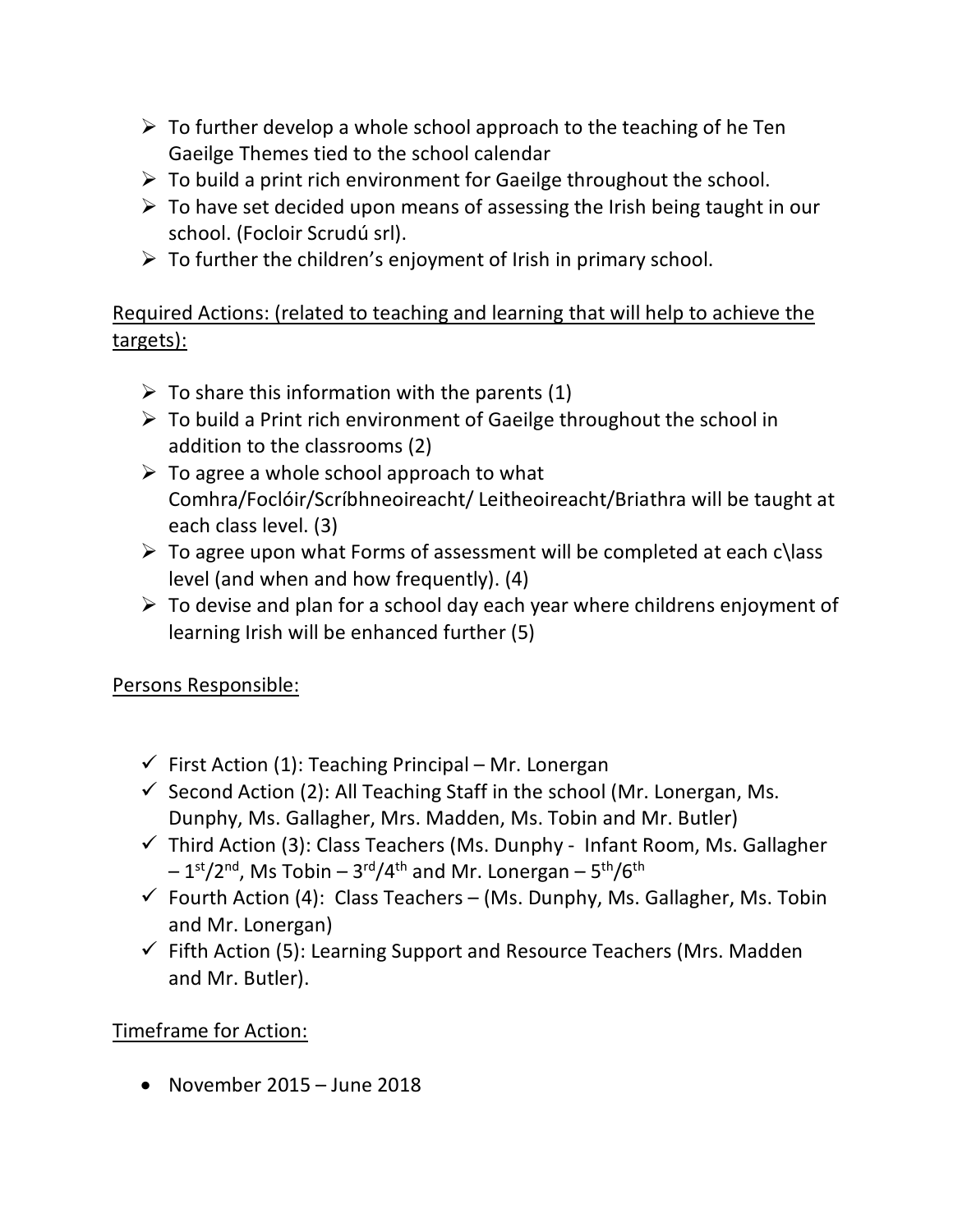- To further develop a whole school approach to the teaching of he Ten Gaeilge Themes tied to the school calendar
- To build a print rich environment for Gaeilge throughout the school.
- To have set decided upon means of assessing the Irish being taught in our school. (Focloir Scrudú srl).
- To further the children's enjoyment of Irish in primary school.

<u>Required Actions: (related to teaching and learning that will help to achieve the targets):</u>

- To share this information with the parents (1)
- To build a Print rich environment of Gaeilge throughout the school in addition to the classrooms (2)
- To agree a whole school approach to what Comhra/Foclóir/Scríbhneoireacht/ Leitheoireacht/Briathra will be taught at each class level. (3)
- To agree upon what Forms of assessment will be completed at each c\lass level (and when and how frequently). (4)
- To devise and plan for a school day each year where childrens enjoyment of learning Irish will be enhanced further (5)

<u>Persons Responsible:</u>

- ✓ First Action (1): Teaching Principal – Mr. Lonergan
- ✓ Second Action (2): All Teaching Staff in the school (Mr. Lonergan, Ms. Dunphy, Ms. Gallagher, Mrs. Madden, Ms. Tobin and Mr. Butler)
- ✓ Third Action (3): Class Teachers (Ms. Dunphy - Infant Room, Ms. Gallagher – 1st/2nd, Ms Tobin – 3rd/4th and Mr. Lonergan – 5th/6th
- ✓ Fourth Action (4): Class Teachers – (Ms. Dunphy, Ms. Gallagher, Ms. Tobin and Mr. Lonergan)
- ✓ Fifth Action (5): Learning Support and Resource Teachers (Mrs. Madden and Mr. Butler).

<u>Timeframe for Action:</u>

- November 2015 – June 2018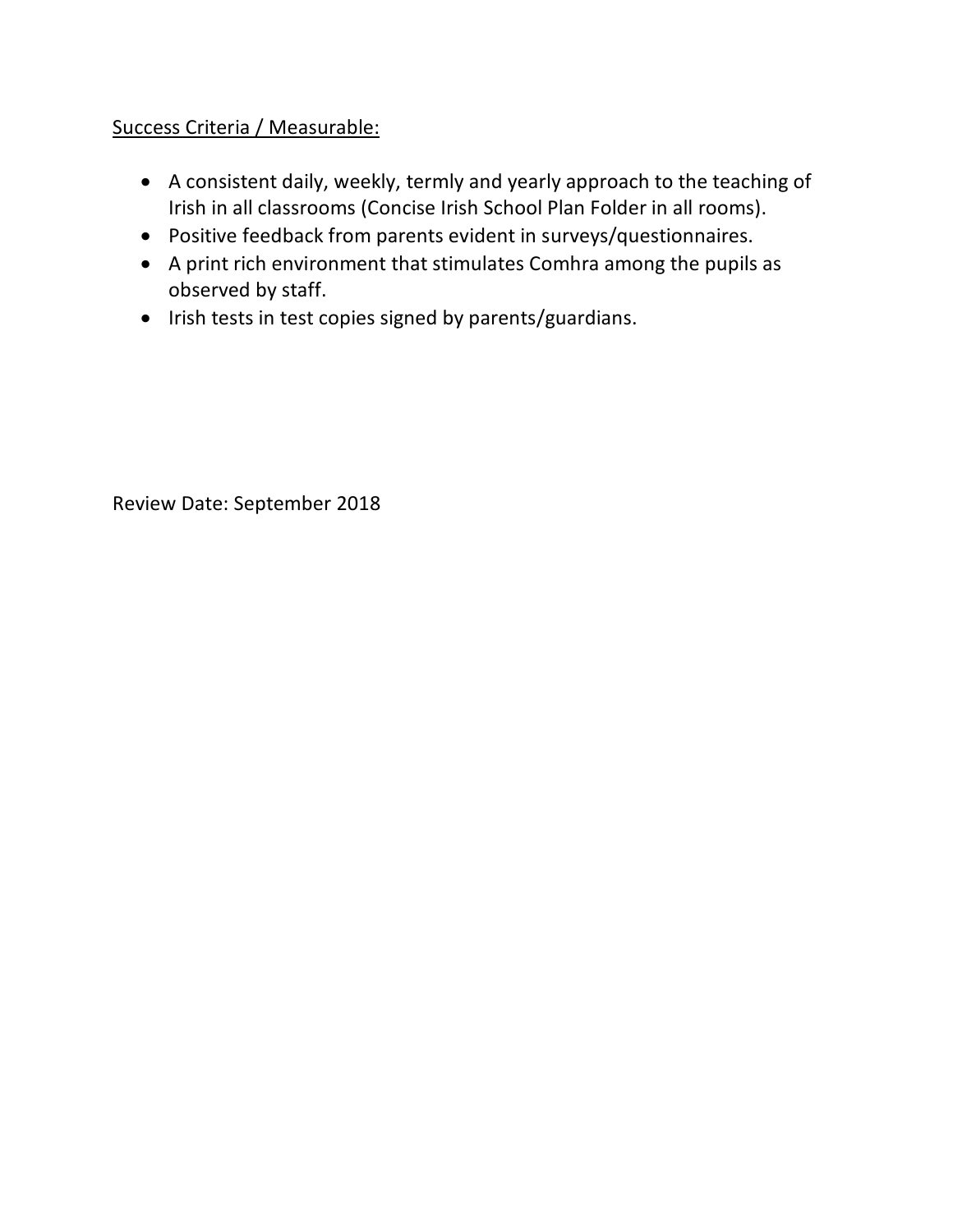Success Criteria / Measurable:

- A consistent daily, weekly, termly and yearly approach to the teaching of Irish in all classrooms (Concise Irish School Plan Folder in all rooms).
- Positive feedback from parents evident in surveys/questionnaires.
- A print rich environment that stimulates Comhra among the pupils as observed by staff.
- Irish tests in test copies signed by parents/guardians.

Review Date: September 2018